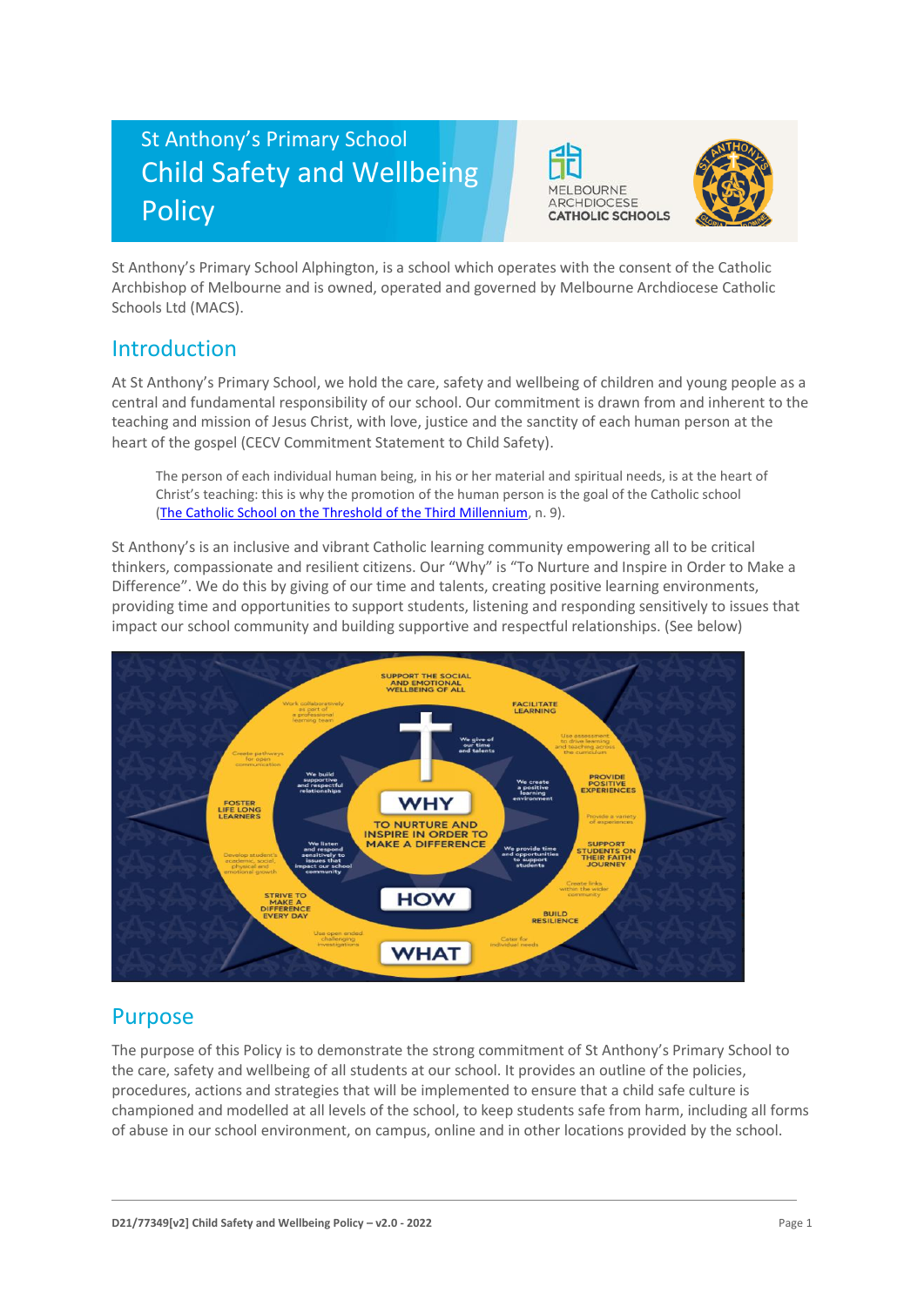# St Anthony's Primary School Child Safety and Wellbeing Policy

St Anthony's Primary School Alphington, is a school which operates with the consent of the Catholic Archbishop of Melbourne and is owned, operated and governed by Melbourne Archdiocese Catholic Schools Ltd (MACS).

## Introduction

At St Anthony's Primary School, we hold the care, safety and wellbeing of children and young people as a central and fundamental responsibility of our school. Our commitment is drawn from and inherent to the teaching and mission of Jesus Christ, with love, justice and the sanctity of each human person at the heart of the gospel (CECV Commitment Statement to Child Safety).

> The person of each individual human being, in his or her material and spiritual needs, is at the heart of Christ's teaching: this is why the promotion of the human person is the goal of the Catholic school ([The Catholic School on the Threshold of the Third Millennium](), n. 9).

St Anthony's is an inclusive and vibrant Catholic learning community empowering all to be critical thinkers, compassionate and resilient citizens. Our "Why" is "To Nurture and Inspire in Order to Make a Difference". We do this by giving of our time and talents, creating positive learning environments, providing time and opportunities to support students, listening and responding sensitively to issues that impact our school community and building supportive and respectful relationships. (See below)

## Purpose

The purpose of this Policy is to demonstrate the strong commitment of St Anthony's Primary School to the care, safety and wellbeing of all students at our school. It provides an outline of the policies, procedures, actions and strategies that will be implemented to ensure that a child safe culture is championed and modelled at all levels of the school, to keep students safe from harm, including all forms of abuse in our school environment, on campus, online and in other locations provided by the school.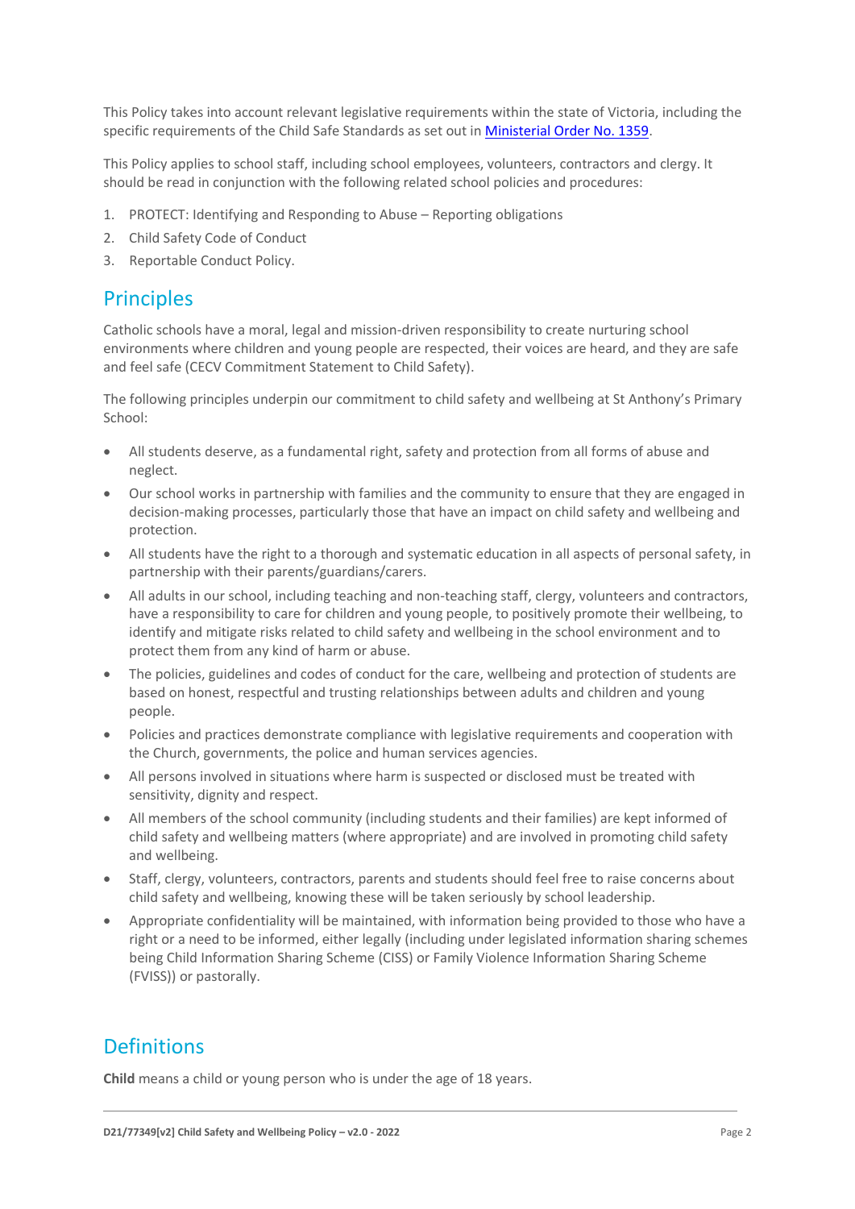This Policy takes into account relevant legislative requirements within the state of Victoria, including the specific requirements of the Child Safe Standards as set out in [Ministerial Order No. 1359](#).

This Policy applies to school staff, including school employees, volunteers, contractors and clergy. It should be read in conjunction with the following related school policies and procedures:

1. PROTECT: Identifying and Responding to Abuse – Reporting obligations
2. Child Safety Code of Conduct
3. Reportable Conduct Policy.

## Principles

Catholic schools have a moral, legal and mission-driven responsibility to create nurturing school environments where children and young people are respected, their voices are heard, and they are safe and feel safe (CECV Commitment Statement to Child Safety).

The following principles underpin our commitment to child safety and wellbeing at St Anthony's Primary School:

- All students deserve, as a fundamental right, safety and protection from all forms of abuse and neglect.
- Our school works in partnership with families and the community to ensure that they are engaged in decision-making processes, particularly those that have an impact on child safety and wellbeing and protection.
- All students have the right to a thorough and systematic education in all aspects of personal safety, in partnership with their parents/guardians/carers.
- All adults in our school, including teaching and non-teaching staff, clergy, volunteers and contractors, have a responsibility to care for children and young people, to positively promote their wellbeing, to identify and mitigate risks related to child safety and wellbeing in the school environment and to protect them from any kind of harm or abuse.
- The policies, guidelines and codes of conduct for the care, wellbeing and protection of students are based on honest, respectful and trusting relationships between adults and children and young people.
- Policies and practices demonstrate compliance with legislative requirements and cooperation with the Church, governments, the police and human services agencies.
- All persons involved in situations where harm is suspected or disclosed must be treated with sensitivity, dignity and respect.
- All members of the school community (including students and their families) are kept informed of child safety and wellbeing matters (where appropriate) and are involved in promoting child safety and wellbeing.
- Staff, clergy, volunteers, contractors, parents and students should feel free to raise concerns about child safety and wellbeing, knowing these will be taken seriously by school leadership.
- Appropriate confidentiality will be maintained, with information being provided to those who have a right or a need to be informed, either legally (including under legislated information sharing schemes being Child Information Sharing Scheme (CISS) or Family Violence Information Sharing Scheme (FVISS)) or pastorally.

## Definitions

**Child** means a child or young person who is under the age of 18 years.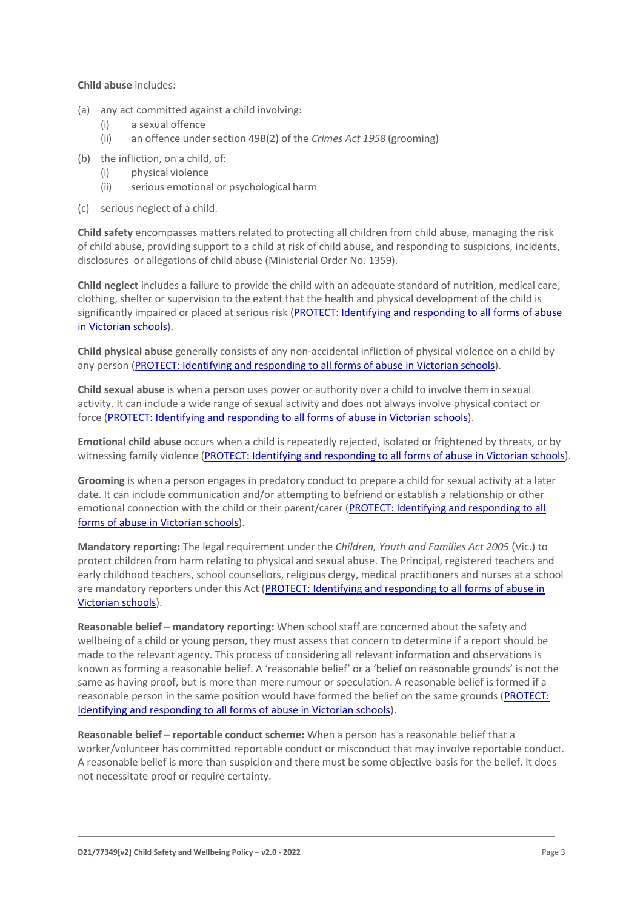**Child abuse** includes:

(a) any act committed against a child involving:
  (i) a sexual offence
  (ii) an offence under section 49B(2) of the *Crimes Act 1958* (grooming)

(b) the infliction, on a child, of:
  (i) physical violence
  (ii) serious emotional or psychological harm

(c) serious neglect of a child.

**Child safety** encompasses matters related to protecting all children from child abuse, managing the risk of child abuse, providing support to a child at risk of child abuse, and responding to suspicions, incidents, disclosures or allegations of child abuse (Ministerial Order No. 1359).

**Child neglect** includes a failure to provide the child with an adequate standard of nutrition, medical care, clothing, shelter or supervision to the extent that the health and physical development of the child is significantly impaired or placed at serious risk (PROTECT: Identifying and responding to all forms of abuse in Victorian schools).

**Child physical abuse** generally consists of any non-accidental infliction of physical violence on a child by any person (PROTECT: Identifying and responding to all forms of abuse in Victorian schools).

**Child sexual abuse** is when a person uses power or authority over a child to involve them in sexual activity. It can include a wide range of sexual activity and does not always involve physical contact or force (PROTECT: Identifying and responding to all forms of abuse in Victorian schools).

**Emotional child abuse** occurs when a child is repeatedly rejected, isolated or frightened by threats, or by witnessing family violence (PROTECT: Identifying and responding to all forms of abuse in Victorian schools).

**Grooming** is when a person engages in predatory conduct to prepare a child for sexual activity at a later date. It can include communication and/or attempting to befriend or establish a relationship or other emotional connection with the child or their parent/carer (PROTECT: Identifying and responding to all forms of abuse in Victorian schools).

**Mandatory reporting:** The legal requirement under the *Children, Youth and Families Act 2005* (Vic.) to protect children from harm relating to physical and sexual abuse. The Principal, registered teachers and early childhood teachers, school counsellors, religious clergy, medical practitioners and nurses at a school are mandatory reporters under this Act (PROTECT: Identifying and responding to all forms of abuse in Victorian schools).

**Reasonable belief – mandatory reporting:** When school staff are concerned about the safety and wellbeing of a child or young person, they must assess that concern to determine if a report should be made to the relevant agency. This process of considering all relevant information and observations is known as forming a reasonable belief. A 'reasonable belief' or a 'belief on reasonable grounds' is not the same as having proof, but is more than mere rumour or speculation. A reasonable belief is formed if a reasonable person in the same position would have formed the belief on the same grounds (PROTECT: Identifying and responding to all forms of abuse in Victorian schools).

**Reasonable belief – reportable conduct scheme:** When a person has a reasonable belief that a worker/volunteer has committed reportable conduct or misconduct that may involve reportable conduct. A reasonable belief is more than suspicion and there must be some objective basis for the belief. It does not necessitate proof or require certainty.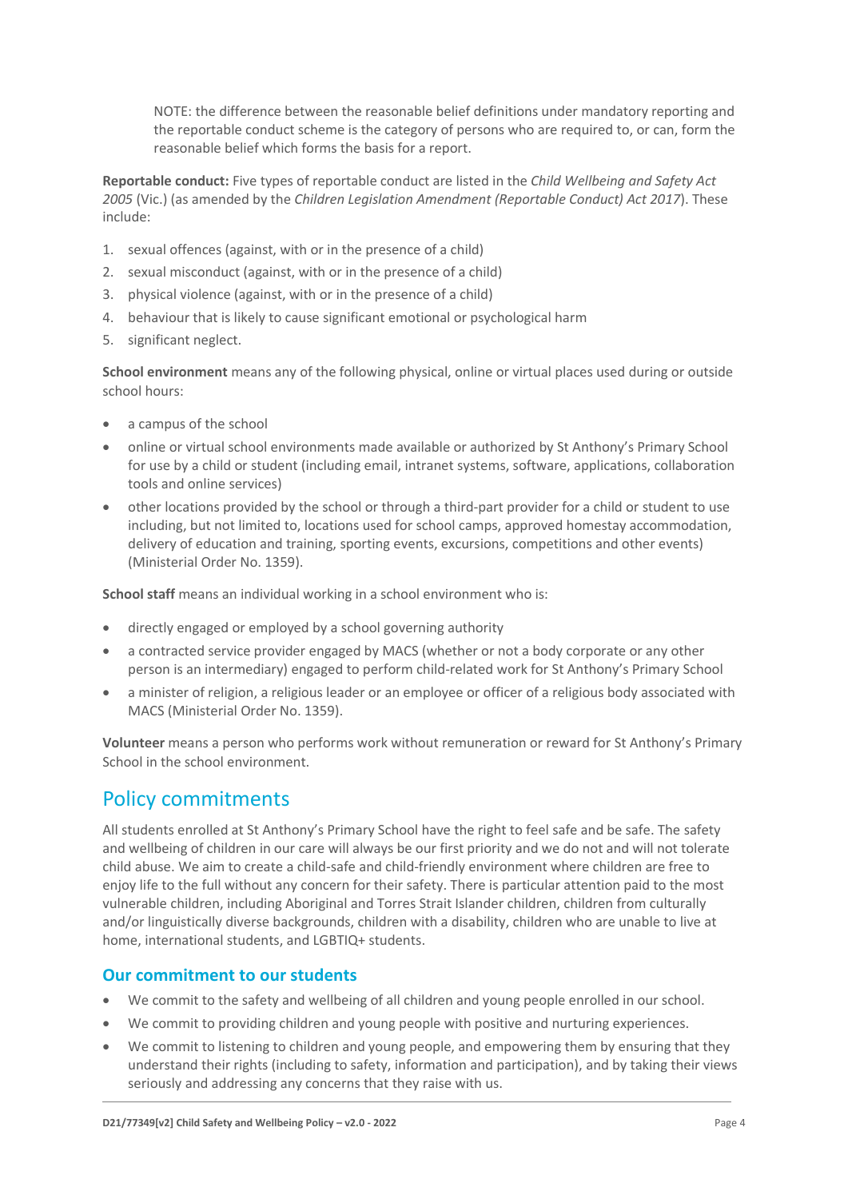NOTE: the difference between the reasonable belief definitions under mandatory reporting and the reportable conduct scheme is the category of persons who are required to, or can, form the reasonable belief which forms the basis for a report.

**Reportable conduct:** Five types of reportable conduct are listed in the *Child Wellbeing and Safety Act 2005* (Vic.) (as amended by the *Children Legislation Amendment (Reportable Conduct) Act 2017*). These include:

1. sexual offences (against, with or in the presence of a child)
2. sexual misconduct (against, with or in the presence of a child)
3. physical violence (against, with or in the presence of a child)
4. behaviour that is likely to cause significant emotional or psychological harm
5. significant neglect.

**School environment** means any of the following physical, online or virtual places used during or outside school hours:

- a campus of the school
- online or virtual school environments made available or authorized by St Anthony's Primary School for use by a child or student (including email, intranet systems, software, applications, collaboration tools and online services)
- other locations provided by the school or through a third-part provider for a child or student to use including, but not limited to, locations used for school camps, approved homestay accommodation, delivery of education and training, sporting events, excursions, competitions and other events) (Ministerial Order No. 1359).

**School staff** means an individual working in a school environment who is:

- directly engaged or employed by a school governing authority
- a contracted service provider engaged by MACS (whether or not a body corporate or any other person is an intermediary) engaged to perform child-related work for St Anthony's Primary School
- a minister of religion, a religious leader or an employee or officer of a religious body associated with MACS (Ministerial Order No. 1359).

**Volunteer** means a person who performs work without remuneration or reward for St Anthony's Primary School in the school environment.

## Policy commitments

All students enrolled at St Anthony's Primary School have the right to feel safe and be safe. The safety and wellbeing of children in our care will always be our first priority and we do not and will not tolerate child abuse. We aim to create a child-safe and child-friendly environment where children are free to enjoy life to the full without any concern for their safety. There is particular attention paid to the most vulnerable children, including Aboriginal and Torres Strait Islander children, children from culturally and/or linguistically diverse backgrounds, children with a disability, children who are unable to live at home, international students, and LGBTIQ+ students.

### Our commitment to our students

- We commit to the safety and wellbeing of all children and young people enrolled in our school.
- We commit to providing children and young people with positive and nurturing experiences.
- We commit to listening to children and young people, and empowering them by ensuring that they understand their rights (including to safety, information and participation), and by taking their views seriously and addressing any concerns that they raise with us.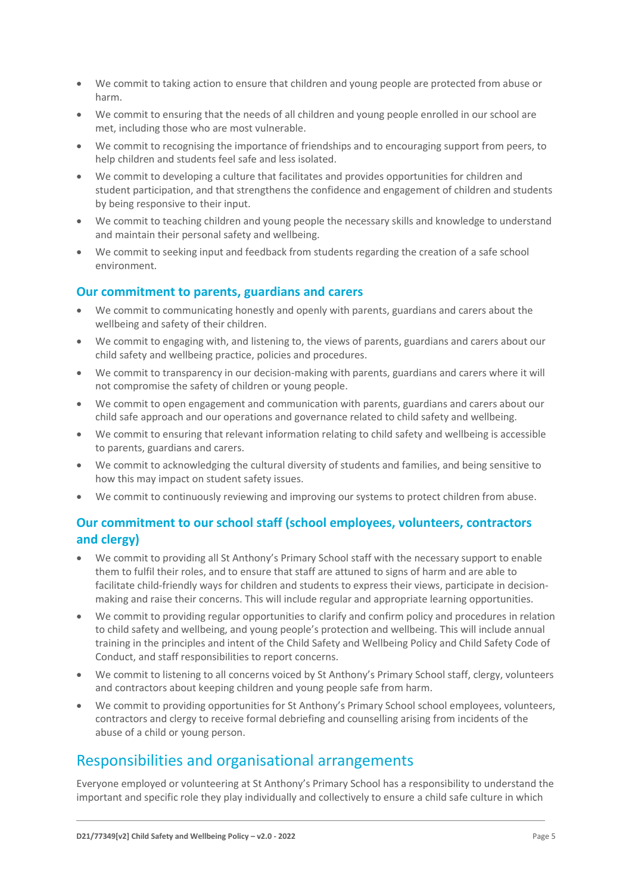- We commit to taking action to ensure that children and young people are protected from abuse or harm.
- We commit to ensuring that the needs of all children and young people enrolled in our school are met, including those who are most vulnerable.
- We commit to recognising the importance of friendships and to encouraging support from peers, to help children and students feel safe and less isolated.
- We commit to developing a culture that facilitates and provides opportunities for children and student participation, and that strengthens the confidence and engagement of children and students by being responsive to their input.
- We commit to teaching children and young people the necessary skills and knowledge to understand and maintain their personal safety and wellbeing.
- We commit to seeking input and feedback from students regarding the creation of a safe school environment.

### Our commitment to parents, guardians and carers

- We commit to communicating honestly and openly with parents, guardians and carers about the wellbeing and safety of their children.
- We commit to engaging with, and listening to, the views of parents, guardians and carers about our child safety and wellbeing practice, policies and procedures.
- We commit to transparency in our decision-making with parents, guardians and carers where it will not compromise the safety of children or young people.
- We commit to open engagement and communication with parents, guardians and carers about our child safe approach and our operations and governance related to child safety and wellbeing.
- We commit to ensuring that relevant information relating to child safety and wellbeing is accessible to parents, guardians and carers.
- We commit to acknowledging the cultural diversity of students and families, and being sensitive to how this may impact on student safety issues.
- We commit to continuously reviewing and improving our systems to protect children from abuse.

### Our commitment to our school staff (school employees, volunteers, contractors and clergy)

- We commit to providing all St Anthony's Primary School staff with the necessary support to enable them to fulfil their roles, and to ensure that staff are attuned to signs of harm and are able to facilitate child-friendly ways for children and students to express their views, participate in decision-making and raise their concerns. This will include regular and appropriate learning opportunities.
- We commit to providing regular opportunities to clarify and confirm policy and procedures in relation to child safety and wellbeing, and young people's protection and wellbeing. This will include annual training in the principles and intent of the Child Safety and Wellbeing Policy and Child Safety Code of Conduct, and staff responsibilities to report concerns.
- We commit to listening to all concerns voiced by St Anthony's Primary School staff, clergy, volunteers and contractors about keeping children and young people safe from harm.
- We commit to providing opportunities for St Anthony's Primary School school employees, volunteers, contractors and clergy to receive formal debriefing and counselling arising from incidents of the abuse of a child or young person.

## Responsibilities and organisational arrangements

Everyone employed or volunteering at St Anthony's Primary School has a responsibility to understand the important and specific role they play individually and collectively to ensure a child safe culture in which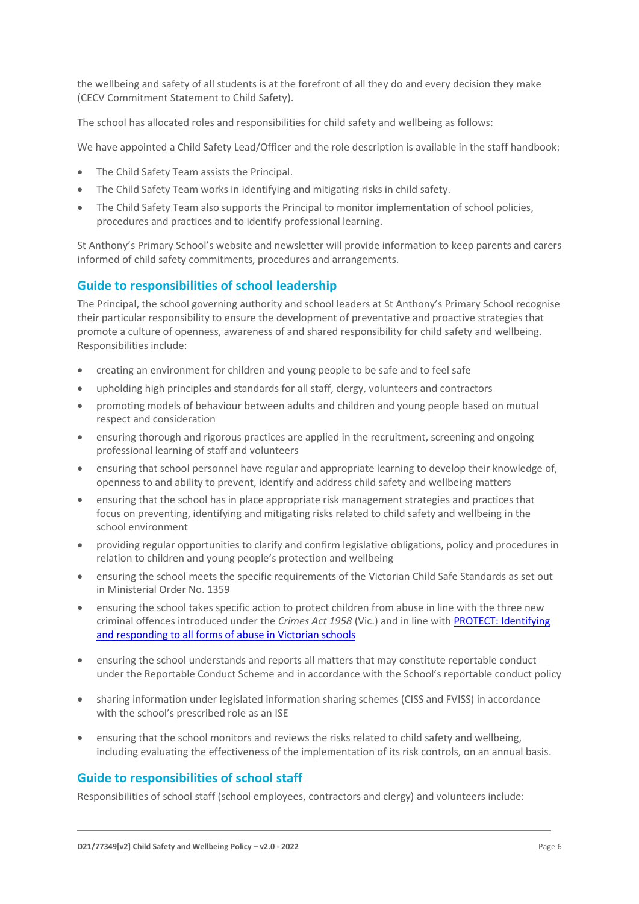the wellbeing and safety of all students is at the forefront of all they do and every decision they make (CECV Commitment Statement to Child Safety).

The school has allocated roles and responsibilities for child safety and wellbeing as follows:

We have appointed a Child Safety Lead/Officer and the role description is available in the staff handbook:

- The Child Safety Team assists the Principal.
- The Child Safety Team works in identifying and mitigating risks in child safety.
- The Child Safety Team also supports the Principal to monitor implementation of school policies, procedures and practices and to identify professional learning.

St Anthony's Primary School's website and newsletter will provide information to keep parents and carers informed of child safety commitments, procedures and arrangements.

## Guide to responsibilities of school leadership

The Principal, the school governing authority and school leaders at St Anthony's Primary School recognise their particular responsibility to ensure the development of preventative and proactive strategies that promote a culture of openness, awareness of and shared responsibility for child safety and wellbeing. Responsibilities include:

- creating an environment for children and young people to be safe and to feel safe
- upholding high principles and standards for all staff, clergy, volunteers and contractors
- promoting models of behaviour between adults and children and young people based on mutual respect and consideration
- ensuring thorough and rigorous practices are applied in the recruitment, screening and ongoing professional learning of staff and volunteers
- ensuring that school personnel have regular and appropriate learning to develop their knowledge of, openness to and ability to prevent, identify and address child safety and wellbeing matters
- ensuring that the school has in place appropriate risk management strategies and practices that focus on preventing, identifying and mitigating risks related to child safety and wellbeing in the school environment
- providing regular opportunities to clarify and confirm legislative obligations, policy and procedures in relation to children and young people's protection and wellbeing
- ensuring the school meets the specific requirements of the Victorian Child Safe Standards as set out in Ministerial Order No. 1359
- ensuring the school takes specific action to protect children from abuse in line with the three new criminal offences introduced under the *Crimes Act 1958* (Vic.) and in line with [PROTECT: Identifying and responding to all forms of abuse in Victorian schools]
- ensuring the school understands and reports all matters that may constitute reportable conduct under the Reportable Conduct Scheme and in accordance with the School's reportable conduct policy
- sharing information under legislated information sharing schemes (CISS and FVISS) in accordance with the school's prescribed role as an ISE
- ensuring that the school monitors and reviews the risks related to child safety and wellbeing, including evaluating the effectiveness of the implementation of its risk controls, on an annual basis.

## Guide to responsibilities of school staff

Responsibilities of school staff (school employees, contractors and clergy) and volunteers include: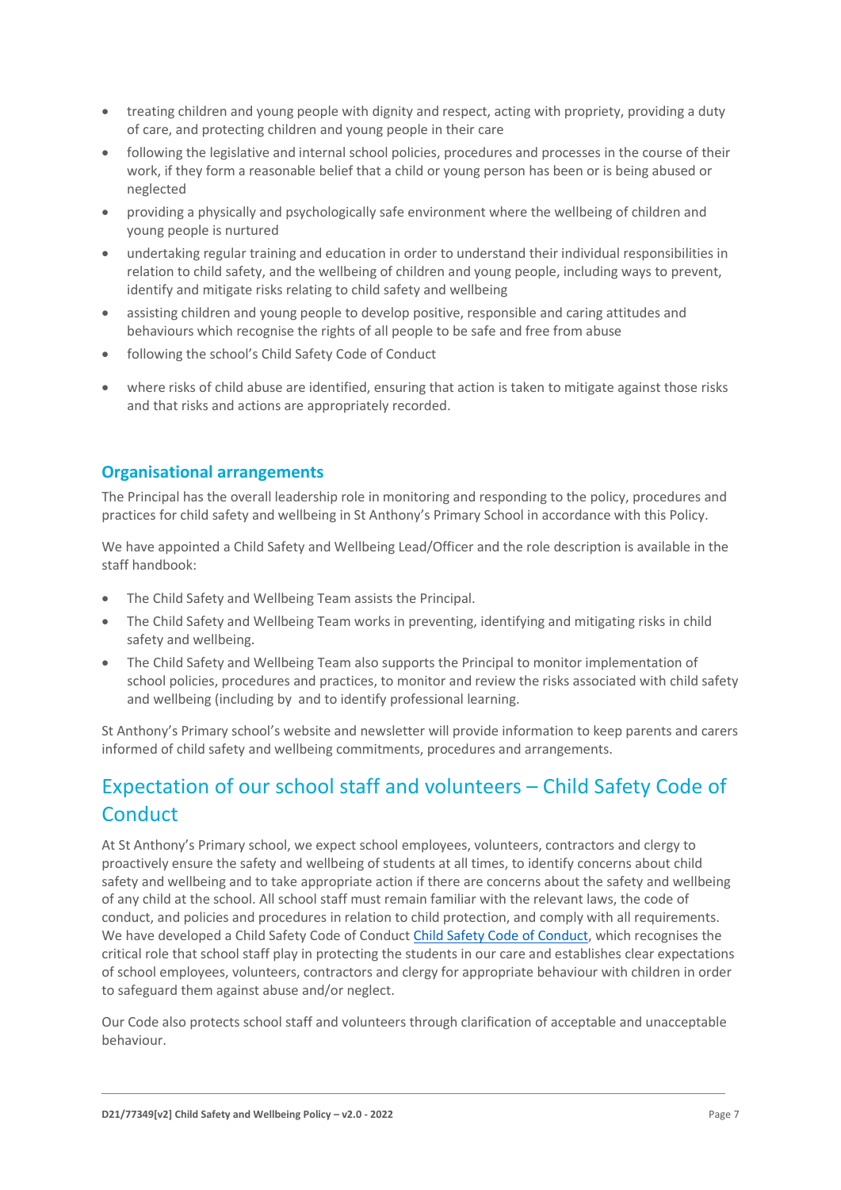- treating children and young people with dignity and respect, acting with propriety, providing a duty of care, and protecting children and young people in their care
- following the legislative and internal school policies, procedures and processes in the course of their work, if they form a reasonable belief that a child or young person has been or is being abused or neglected
- providing a physically and psychologically safe environment where the wellbeing of children and young people is nurtured
- undertaking regular training and education in order to understand their individual responsibilities in relation to child safety, and the wellbeing of children and young people, including ways to prevent, identify and mitigate risks relating to child safety and wellbeing
- assisting children and young people to develop positive, responsible and caring attitudes and behaviours which recognise the rights of all people to be safe and free from abuse
- following the school's Child Safety Code of Conduct
- where risks of child abuse are identified, ensuring that action is taken to mitigate against those risks and that risks and actions are appropriately recorded.

### Organisational arrangements

The Principal has the overall leadership role in monitoring and responding to the policy, procedures and practices for child safety and wellbeing in St Anthony's Primary School in accordance with this Policy.

We have appointed a Child Safety and Wellbeing Lead/Officer and the role description is available in the staff handbook:

- The Child Safety and Wellbeing Team assists the Principal.
- The Child Safety and Wellbeing Team works in preventing, identifying and mitigating risks in child safety and wellbeing.
- The Child Safety and Wellbeing Team also supports the Principal to monitor implementation of school policies, procedures and practices, to monitor and review the risks associated with child safety and wellbeing (including by  and to identify professional learning.

St Anthony's Primary school's website and newsletter will provide information to keep parents and carers informed of child safety and wellbeing commitments, procedures and arrangements.

## Expectation of our school staff and volunteers – Child Safety Code of Conduct

At St Anthony's Primary school, we expect school employees, volunteers, contractors and clergy to proactively ensure the safety and wellbeing of students at all times, to identify concerns about child safety and wellbeing and to take appropriate action if there are concerns about the safety and wellbeing of any child at the school. All school staff must remain familiar with the relevant laws, the code of conduct, and policies and procedures in relation to child protection, and comply with all requirements. We have developed a Child Safety Code of Conduct Child Safety Code of Conduct, which recognises the critical role that school staff play in protecting the students in our care and establishes clear expectations of school employees, volunteers, contractors and clergy for appropriate behaviour with children in order to safeguard them against abuse and/or neglect.

Our Code also protects school staff and volunteers through clarification of acceptable and unacceptable behaviour.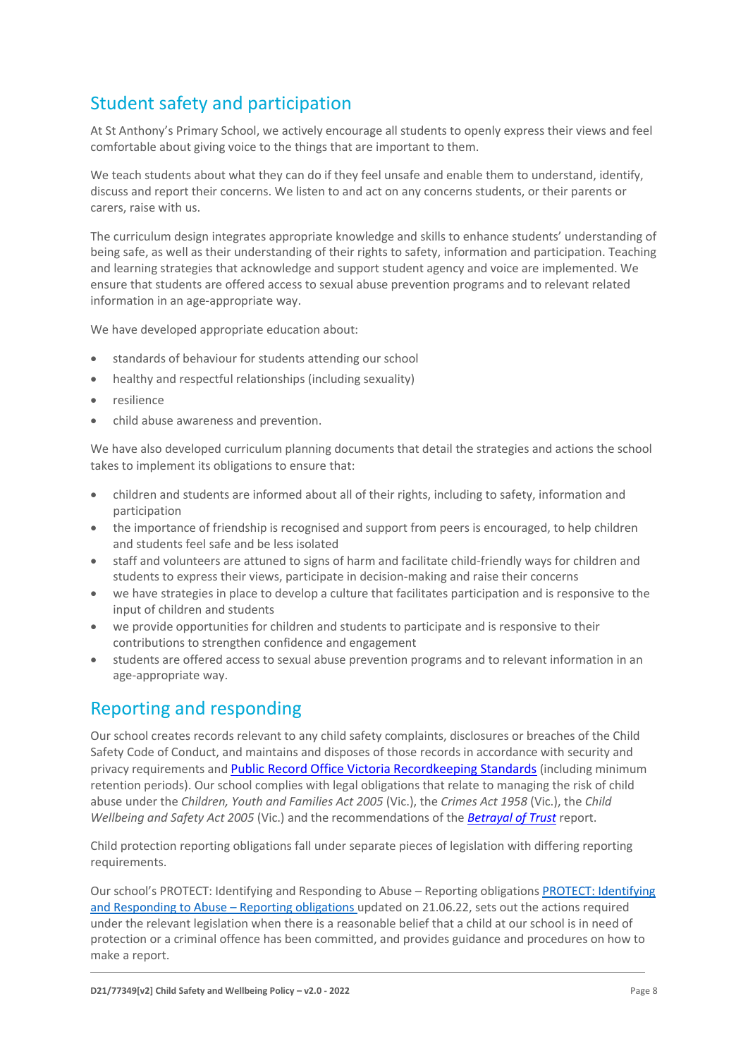## Student safety and participation

At St Anthony's Primary School, we actively encourage all students to openly express their views and feel comfortable about giving voice to the things that are important to them.

We teach students about what they can do if they feel unsafe and enable them to understand, identify, discuss and report their concerns. We listen to and act on any concerns students, or their parents or carers, raise with us.

The curriculum design integrates appropriate knowledge and skills to enhance students' understanding of being safe, as well as their understanding of their rights to safety, information and participation. Teaching and learning strategies that acknowledge and support student agency and voice are implemented. We ensure that students are offered access to sexual abuse prevention programs and to relevant related information in an age-appropriate way.

We have developed appropriate education about:

- standards of behaviour for students attending our school
- healthy and respectful relationships (including sexuality)
- resilience
- child abuse awareness and prevention.

We have also developed curriculum planning documents that detail the strategies and actions the school takes to implement its obligations to ensure that:

- children and students are informed about all of their rights, including to safety, information and participation
- the importance of friendship is recognised and support from peers is encouraged, to help children and students feel safe and be less isolated
- staff and volunteers are attuned to signs of harm and facilitate child-friendly ways for children and students to express their views, participate in decision-making and raise their concerns
- we have strategies in place to develop a culture that facilitates participation and is responsive to the input of children and students
- we provide opportunities for children and students to participate and is responsive to their contributions to strengthen confidence and engagement
- students are offered access to sexual abuse prevention programs and to relevant information in an age-appropriate way.

## Reporting and responding

Our school creates records relevant to any child safety complaints, disclosures or breaches of the Child Safety Code of Conduct, and maintains and disposes of those records in accordance with security and privacy requirements and [Public Record Office Victoria Recordkeeping Standards] (including minimum retention periods). Our school complies with legal obligations that relate to managing the risk of child abuse under the *Children, Youth and Families Act 2005* (Vic.), the *Crimes Act 1958* (Vic.), the *Child Wellbeing and Safety Act 2005* (Vic.) and the recommendations of the *[Betrayal of Trust]* report.

Child protection reporting obligations fall under separate pieces of legislation with differing reporting requirements.

Our school's PROTECT: Identifying and Responding to Abuse – Reporting obligations [PROTECT: Identifying and Responding to Abuse – Reporting obligations] updated on 21.06.22, sets out the actions required under the relevant legislation when there is a reasonable belief that a child at our school is in need of protection or a criminal offence has been committed, and provides guidance and procedures on how to make a report.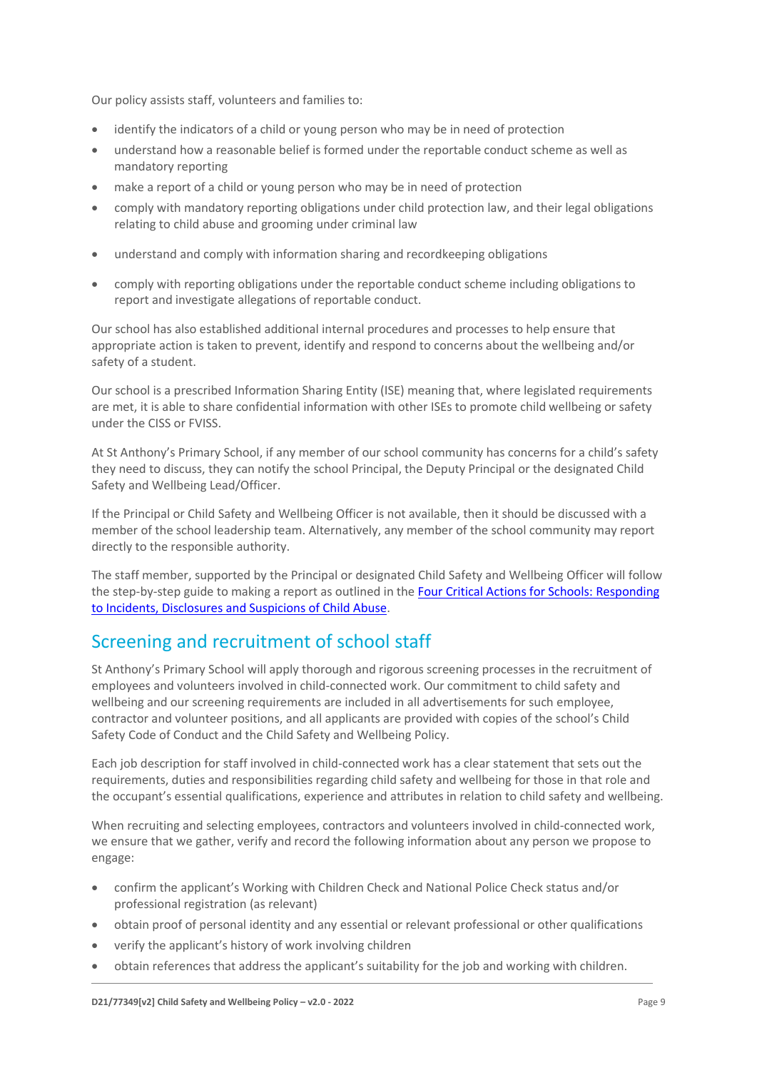Our policy assists staff, volunteers and families to:

- identify the indicators of a child or young person who may be in need of protection
- understand how a reasonable belief is formed under the reportable conduct scheme as well as mandatory reporting
- make a report of a child or young person who may be in need of protection
- comply with mandatory reporting obligations under child protection law, and their legal obligations relating to child abuse and grooming under criminal law
- understand and comply with information sharing and recordkeeping obligations
- comply with reporting obligations under the reportable conduct scheme including obligations to report and investigate allegations of reportable conduct.

Our school has also established additional internal procedures and processes to help ensure that appropriate action is taken to prevent, identify and respond to concerns about the wellbeing and/or safety of a student.

Our school is a prescribed Information Sharing Entity (ISE) meaning that, where legislated requirements are met, it is able to share confidential information with other ISEs to promote child wellbeing or safety under the CISS or FVISS.

At St Anthony's Primary School, if any member of our school community has concerns for a child's safety they need to discuss, they can notify the school Principal, the Deputy Principal or the designated Child Safety and Wellbeing Lead/Officer.

If the Principal or Child Safety and Wellbeing Officer is not available, then it should be discussed with a member of the school leadership team. Alternatively, any member of the school community may report directly to the responsible authority.

The staff member, supported by the Principal or designated Child Safety and Wellbeing Officer will follow the step-by-step guide to making a report as outlined in the Four Critical Actions for Schools: Responding to Incidents, Disclosures and Suspicions of Child Abuse.

## Screening and recruitment of school staff

St Anthony's Primary School will apply thorough and rigorous screening processes in the recruitment of employees and volunteers involved in child-connected work. Our commitment to child safety and wellbeing and our screening requirements are included in all advertisements for such employee, contractor and volunteer positions, and all applicants are provided with copies of the school's Child Safety Code of Conduct and the Child Safety and Wellbeing Policy.

Each job description for staff involved in child-connected work has a clear statement that sets out the requirements, duties and responsibilities regarding child safety and wellbeing for those in that role and the occupant's essential qualifications, experience and attributes in relation to child safety and wellbeing.

When recruiting and selecting employees, contractors and volunteers involved in child-connected work, we ensure that we gather, verify and record the following information about any person we propose to engage:

- confirm the applicant's Working with Children Check and National Police Check status and/or professional registration (as relevant)
- obtain proof of personal identity and any essential or relevant professional or other qualifications
- verify the applicant's history of work involving children
- obtain references that address the applicant's suitability for the job and working with children.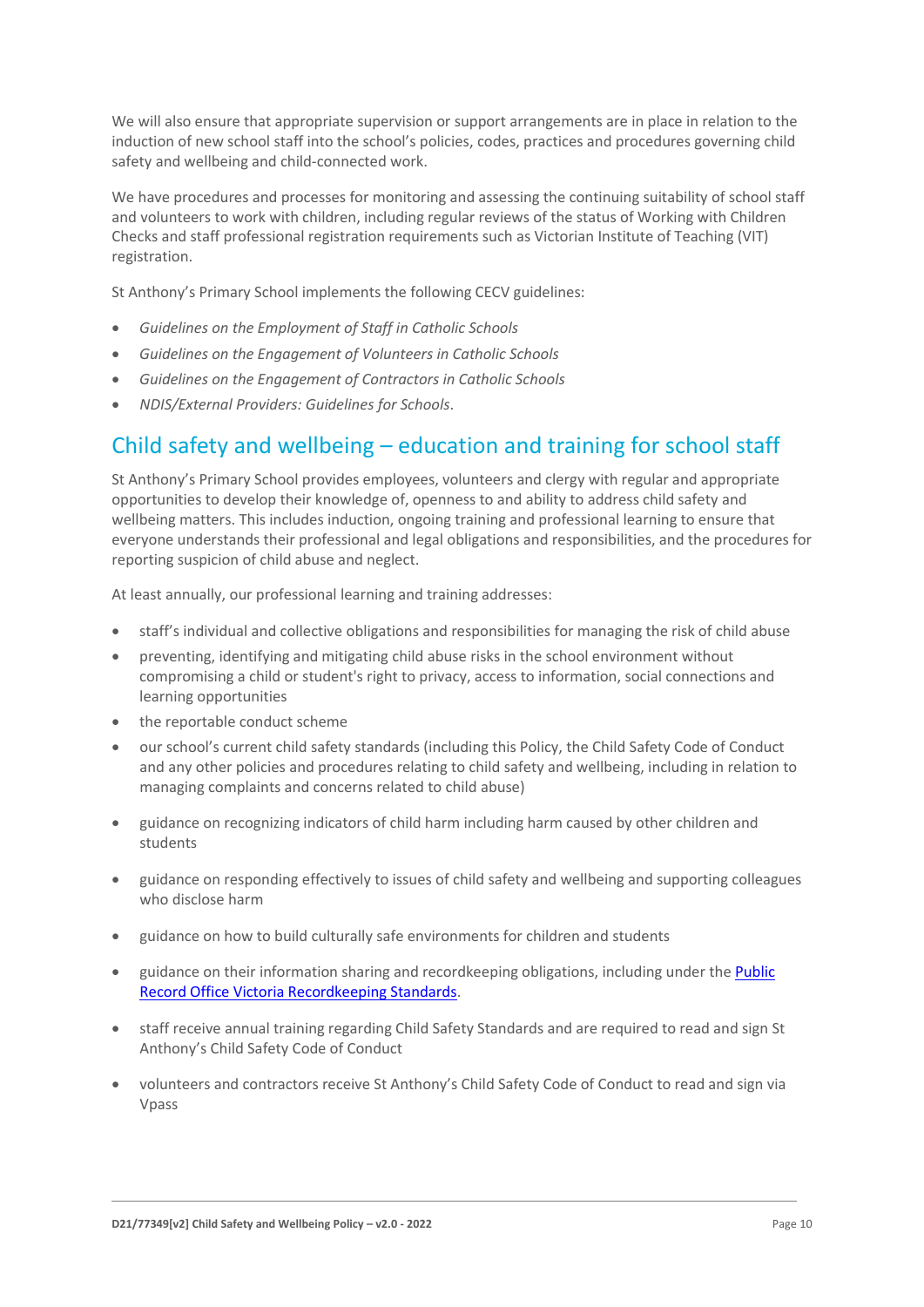We will also ensure that appropriate supervision or support arrangements are in place in relation to the induction of new school staff into the school's policies, codes, practices and procedures governing child safety and wellbeing and child-connected work.

We have procedures and processes for monitoring and assessing the continuing suitability of school staff and volunteers to work with children, including regular reviews of the status of Working with Children Checks and staff professional registration requirements such as Victorian Institute of Teaching (VIT) registration.

St Anthony's Primary School implements the following CECV guidelines:

- *Guidelines on the Employment of Staff in Catholic Schools*
- *Guidelines on the Engagement of Volunteers in Catholic Schools*
- *Guidelines on the Engagement of Contractors in Catholic Schools*
- *NDIS/External Providers: Guidelines for Schools*.

## Child safety and wellbeing – education and training for school staff

St Anthony's Primary School provides employees, volunteers and clergy with regular and appropriate opportunities to develop their knowledge of, openness to and ability to address child safety and wellbeing matters. This includes induction, ongoing training and professional learning to ensure that everyone understands their professional and legal obligations and responsibilities, and the procedures for reporting suspicion of child abuse and neglect.

At least annually, our professional learning and training addresses:

- staff's individual and collective obligations and responsibilities for managing the risk of child abuse
- preventing, identifying and mitigating child abuse risks in the school environment without compromising a child or student's right to privacy, access to information, social connections and learning opportunities
- the reportable conduct scheme
- our school's current child safety standards (including this Policy, the Child Safety Code of Conduct and any other policies and procedures relating to child safety and wellbeing, including in relation to managing complaints and concerns related to child abuse)
- guidance on recognizing indicators of child harm including harm caused by other children and students
- guidance on responding effectively to issues of child safety and wellbeing and supporting colleagues who disclose harm
- guidance on how to build culturally safe environments for children and students
- guidance on their information sharing and recordkeeping obligations, including under the [Public Record Office Victoria Recordkeeping Standards](#).
- staff receive annual training regarding Child Safety Standards and are required to read and sign St Anthony's Child Safety Code of Conduct
- volunteers and contractors receive St Anthony's Child Safety Code of Conduct to read and sign via Vpass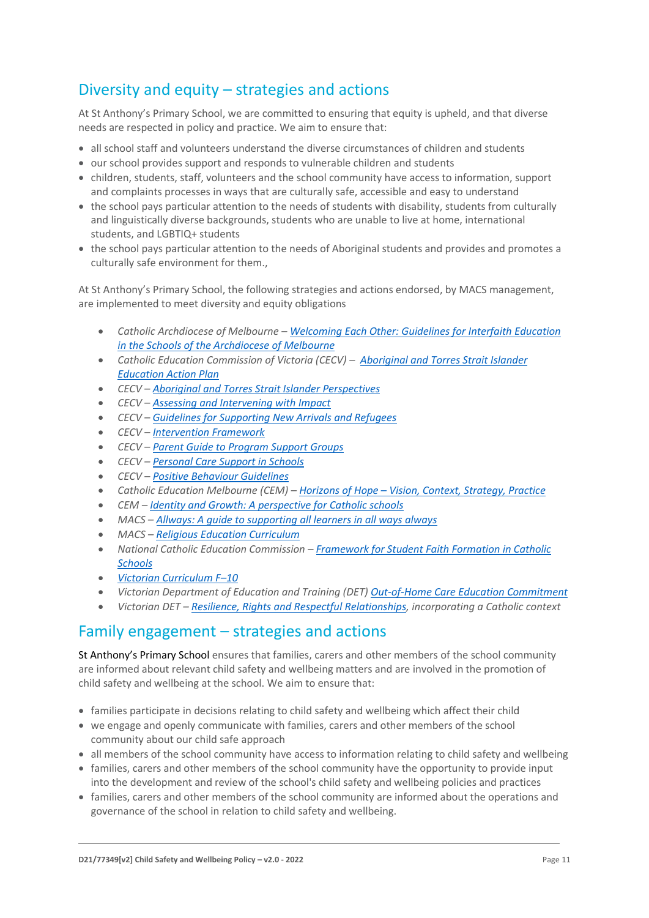## Diversity and equity – strategies and actions

At St Anthony's Primary School, we are committed to ensuring that equity is upheld, and that diverse needs are respected in policy and practice. We aim to ensure that:

- all school staff and volunteers understand the diverse circumstances of children and students
- our school provides support and responds to vulnerable children and students
- children, students, staff, volunteers and the school community have access to information, support and complaints processes in ways that are culturally safe, accessible and easy to understand
- the school pays particular attention to the needs of students with disability, students from culturally and linguistically diverse backgrounds, students who are unable to live at home, international students, and LGBTIQ+ students
- the school pays particular attention to the needs of Aboriginal students and provides and promotes a culturally safe environment for them.,

At St Anthony's Primary School, the following strategies and actions endorsed, by MACS management, are implemented to meet diversity and equity obligations

- *Catholic Archdiocese of Melbourne – Welcoming Each Other: Guidelines for Interfaith Education in the Schools of the Archdiocese of Melbourne*
- *Catholic Education Commission of Victoria (CECV) – Aboriginal and Torres Strait Islander Education Action Plan*
- *CECV – Aboriginal and Torres Strait Islander Perspectives*
- *CECV – Assessing and Intervening with Impact*
- *CECV – Guidelines for Supporting New Arrivals and Refugees*
- *CECV – Intervention Framework*
- *CECV – Parent Guide to Program Support Groups*
- *CECV – Personal Care Support in Schools*
- *CECV – Positive Behaviour Guidelines*
- *Catholic Education Melbourne (CEM) – Horizons of Hope – Vision, Context, Strategy, Practice*
- *CEM – Identity and Growth: A perspective for Catholic schools*
- *MACS – Allways: A guide to supporting all learners in all ways always*
- *MACS – Religious Education Curriculum*
- *National Catholic Education Commission – Framework for Student Faith Formation in Catholic Schools*
- *Victorian Curriculum F–10*
- *Victorian Department of Education and Training (DET) Out-of-Home Care Education Commitment*
- *Victorian DET – Resilience, Rights and Respectful Relationships, incorporating a Catholic context*

## Family engagement – strategies and actions

St Anthony's Primary School ensures that families, carers and other members of the school community are informed about relevant child safety and wellbeing matters and are involved in the promotion of child safety and wellbeing at the school. We aim to ensure that:

- families participate in decisions relating to child safety and wellbeing which affect their child
- we engage and openly communicate with families, carers and other members of the school community about our child safe approach
- all members of the school community have access to information relating to child safety and wellbeing
- families, carers and other members of the school community have the opportunity to provide input into the development and review of the school's child safety and wellbeing policies and practices
- families, carers and other members of the school community are informed about the operations and governance of the school in relation to child safety and wellbeing.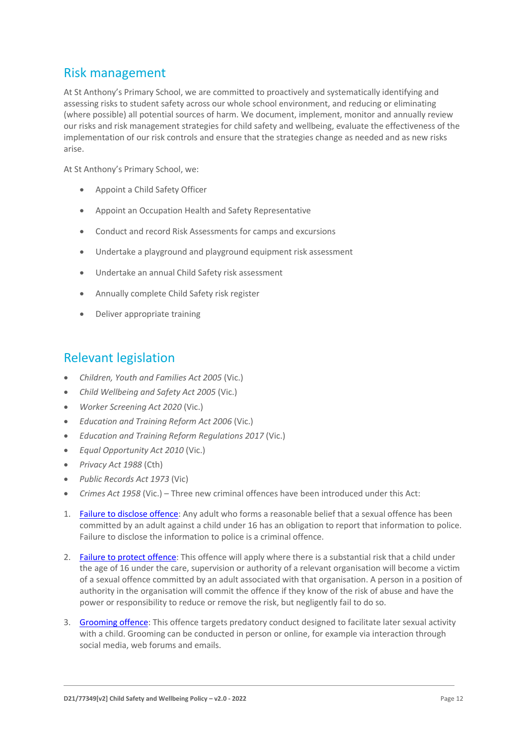## Risk management

At St Anthony's Primary School, we are committed to proactively and systematically identifying and assessing risks to student safety across our whole school environment, and reducing or eliminating (where possible) all potential sources of harm. We document, implement, monitor and annually review our risks and risk management strategies for child safety and wellbeing, evaluate the effectiveness of the implementation of our risk controls and ensure that the strategies change as needed and as new risks arise.

At St Anthony's Primary School, we:

- Appoint a Child Safety Officer
- Appoint an Occupation Health and Safety Representative
- Conduct and record Risk Assessments for camps and excursions
- Undertake a playground and playground equipment risk assessment
- Undertake an annual Child Safety risk assessment
- Annually complete Child Safety risk register
- Deliver appropriate training

## Relevant legislation

- *Children, Youth and Families Act 2005* (Vic.)
- *Child Wellbeing and Safety Act 2005* (Vic.)
- *Worker Screening Act 2020* (Vic.)
- *Education and Training Reform Act 2006* (Vic.)
- *Education and Training Reform Regulations 2017* (Vic.)
- *Equal Opportunity Act 2010* (Vic.)
- *Privacy Act 1988* (Cth)
- *Public Records Act 1973* (Vic)
- *Crimes Act 1958* (Vic.) – Three new criminal offences have been introduced under this Act:

1. Failure to disclose offence: Any adult who forms a reasonable belief that a sexual offence has been committed by an adult against a child under 16 has an obligation to report that information to police. Failure to disclose the information to police is a criminal offence.
2. Failure to protect offence: This offence will apply where there is a substantial risk that a child under the age of 16 under the care, supervision or authority of a relevant organisation will become a victim of a sexual offence committed by an adult associated with that organisation. A person in a position of authority in the organisation will commit the offence if they know of the risk of abuse and have the power or responsibility to reduce or remove the risk, but negligently fail to do so.
3. Grooming offence: This offence targets predatory conduct designed to facilitate later sexual activity with a child. Grooming can be conducted in person or online, for example via interaction through social media, web forums and emails.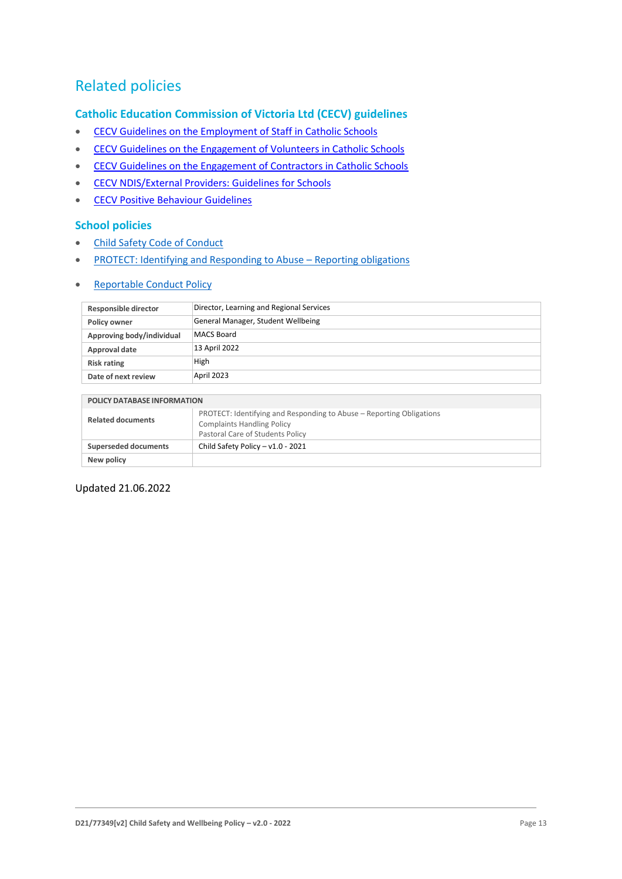## Related policies

### Catholic Education Commission of Victoria Ltd (CECV) guidelines

- CECV Guidelines on the Employment of Staff in Catholic Schools
- CECV Guidelines on the Engagement of Volunteers in Catholic Schools
- CECV Guidelines on the Engagement of Contractors in Catholic Schools
- CECV NDIS/External Providers: Guidelines for Schools
- CECV Positive Behaviour Guidelines

### School policies

- Child Safety Code of Conduct
- PROTECT: Identifying and Responding to Abuse – Reporting obligations
- Reportable Conduct Policy

| | |
|---|---|
| **Responsible director** | Director, Learning and Regional Services |
| **Policy owner** | General Manager, Student Wellbeing |
| **Approving body/individual** | MACS Board |
| **Approval date** | 13 April 2022 |
| **Risk rating** | High |
| **Date of next review** | April 2023 |

| **POLICY DATABASE INFORMATION** | |
|---|---|
| **Related documents** | PROTECT: Identifying and Responding to Abuse – Reporting Obligations<br>Complaints Handling Policy<br>Pastoral Care of Students Policy |
| **Superseded documents** | Child Safety Policy – v1.0 - 2021 |
| **New policy** | |

Updated 21.06.2022